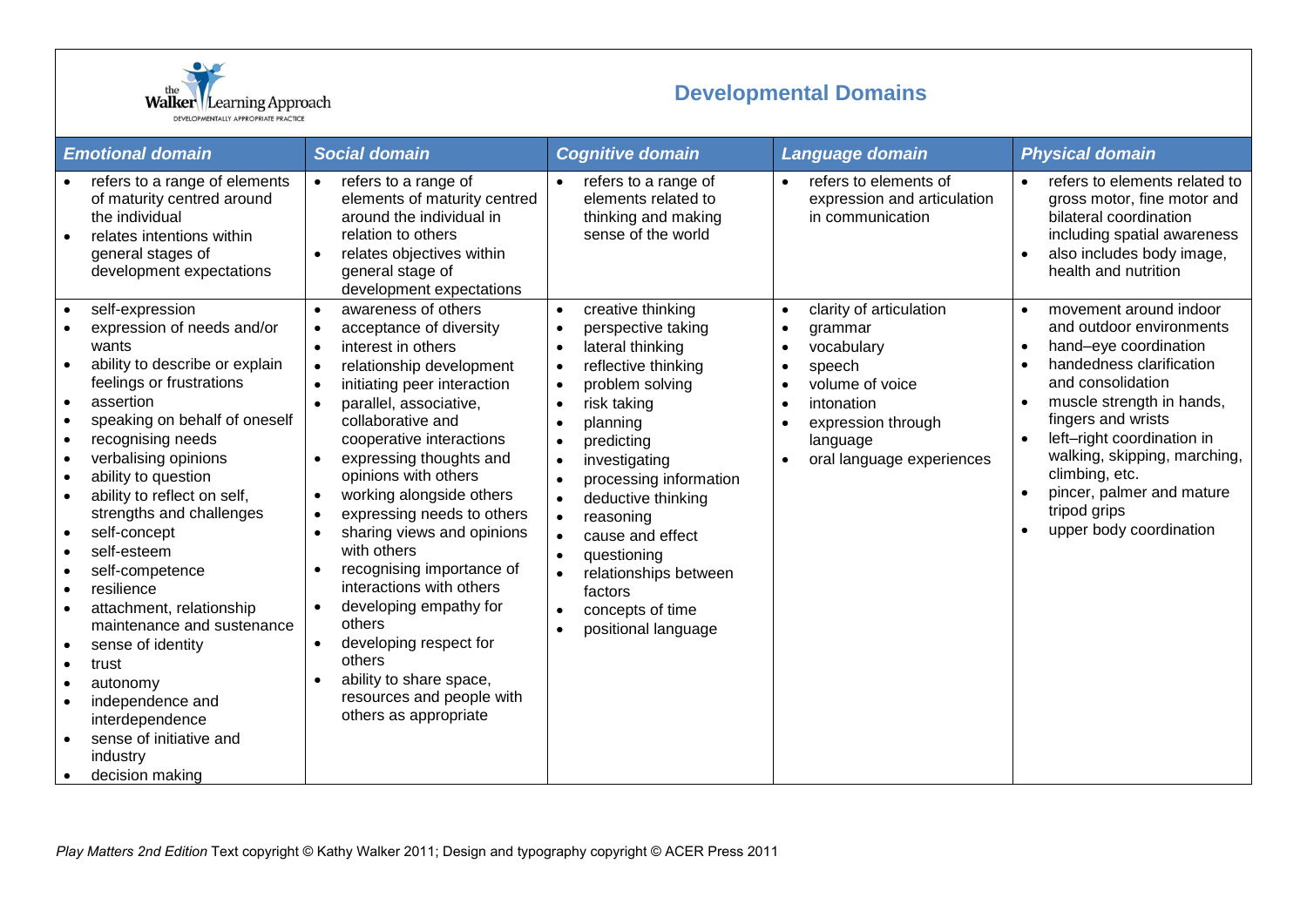# Developmental Domains

| *Emotional domain* | *Social domain* | *Cognitive domain* | *Language domain* | *Physical domain* |
|---|---|---|---|---|
| • refers to a range of elements of maturity centred around the individual<br>• relates intentions within general stages of development expectations | • refers to a range of elements of maturity centred around the individual in relation to others<br>• relates objectives within general stage of development expectations | • refers to a range of elements related to thinking and making sense of the world | • refers to elements of expression and articulation in communication | • refers to elements related to gross motor, fine motor and bilateral coordination including spatial awareness<br>• also includes body image, health and nutrition |
| • self-expression<br>• expression of needs and/or wants<br>• ability to describe or explain feelings or frustrations<br>• assertion<br>• speaking on behalf of oneself<br>• recognising needs<br>• verbalising opinions<br>• ability to question<br>• ability to reflect on self, strengths and challenges<br>• self-concept<br>• self-esteem<br>• self-competence<br>• resilience<br>• attachment, relationship maintenance and sustenance<br>• sense of identity<br>• trust<br>• autonomy<br>• independence and interdependence<br>• sense of initiative and industry<br>• decision making | • awareness of others<br>• acceptance of diversity<br>• interest in others<br>• relationship development<br>• initiating peer interaction<br>• parallel, associative, collaborative and cooperative interactions<br>• expressing thoughts and opinions with others<br>• working alongside others<br>• expressing needs to others<br>• sharing views and opinions with others<br>• recognising importance of interactions with others<br>• developing empathy for others<br>• developing respect for others<br>• ability to share space, resources and people with others as appropriate | • creative thinking<br>• perspective taking<br>• lateral thinking<br>• reflective thinking<br>• problem solving<br>• risk taking<br>• planning<br>• predicting<br>• investigating<br>• processing information<br>• deductive thinking<br>• reasoning<br>• cause and effect<br>• questioning<br>• relationships between factors<br>• concepts of time<br>• positional language | • clarity of articulation<br>• grammar<br>• vocabulary<br>• speech<br>• volume of voice<br>• intonation<br>• expression through language<br>• oral language experiences | • movement around indoor and outdoor environments<br>• hand–eye coordination<br>• handedness clarification and consolidation<br>• muscle strength in hands, fingers and wrists<br>• left–right coordination in walking, skipping, marching, climbing, etc.<br>• pincer, palmer and mature tripod grips<br>• upper body coordination |

*Play Matters 2nd Edition* Text copyright © Kathy Walker 2011; Design and typography copyright © ACER Press 2011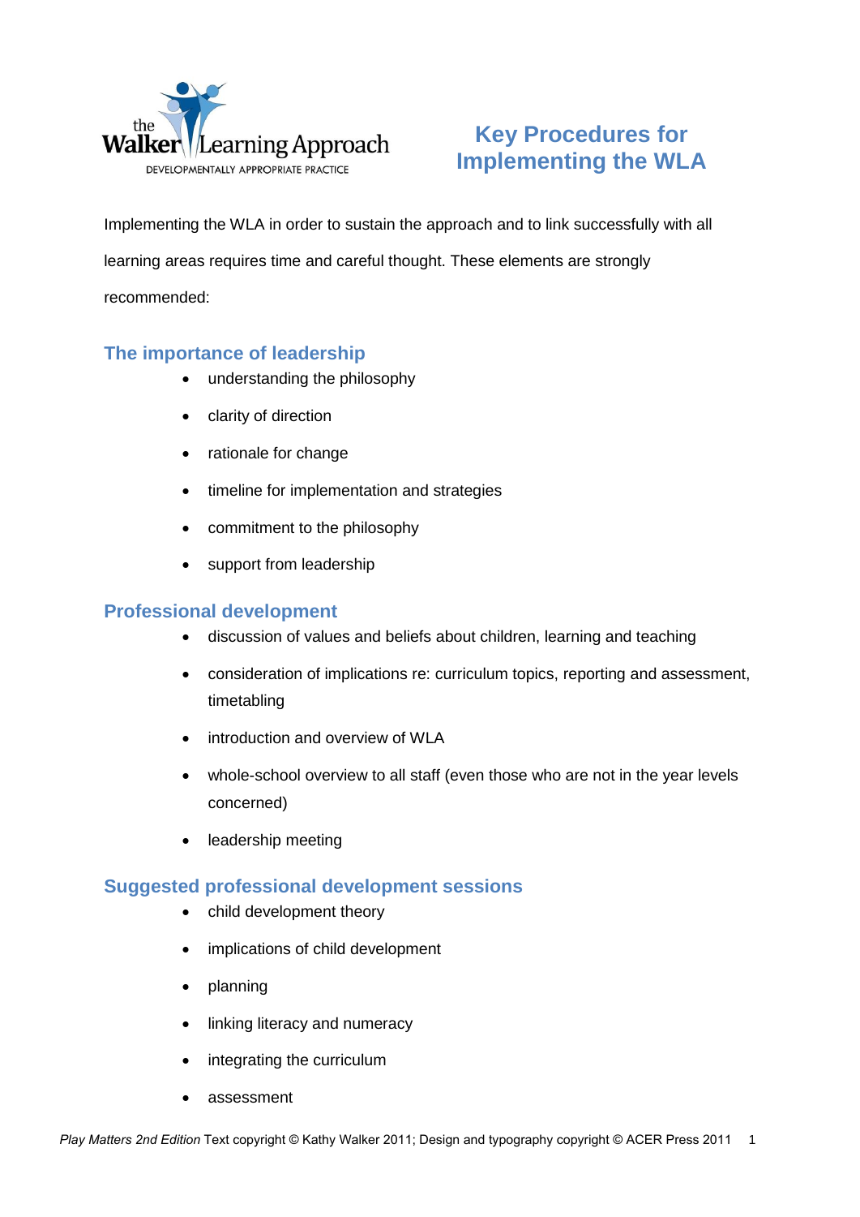# Key Procedures for Implementing the WLA

Implementing the WLA in order to sustain the approach and to link successfully with all learning areas requires time and careful thought. These elements are strongly recommended:

## The importance of leadership

- understanding the philosophy
- clarity of direction
- rationale for change
- timeline for implementation and strategies
- commitment to the philosophy
- support from leadership

## Professional development

- discussion of values and beliefs about children, learning and teaching
- consideration of implications re: curriculum topics, reporting and assessment, timetabling
- introduction and overview of WLA
- whole-school overview to all staff (even those who are not in the year levels concerned)
- leadership meeting

## Suggested professional development sessions

- child development theory
- implications of child development
- planning
- linking literacy and numeracy
- integrating the curriculum
- assessment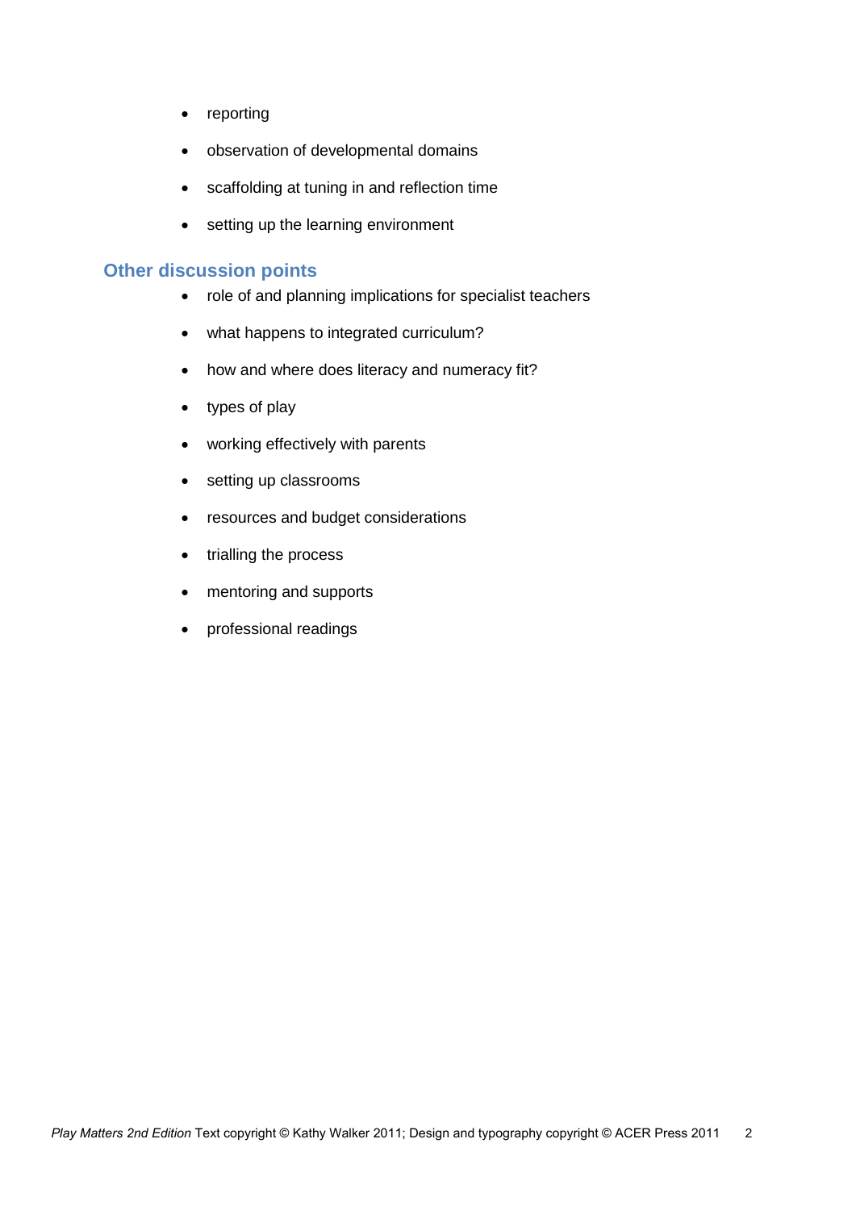- reporting
- observation of developmental domains
- scaffolding at tuning in and reflection time
- setting up the learning environment

## Other discussion points

- role of and planning implications for specialist teachers
- what happens to integrated curriculum?
- how and where does literacy and numeracy fit?
- types of play
- working effectively with parents
- setting up classrooms
- resources and budget considerations
- trialling the process
- mentoring and supports
- professional readings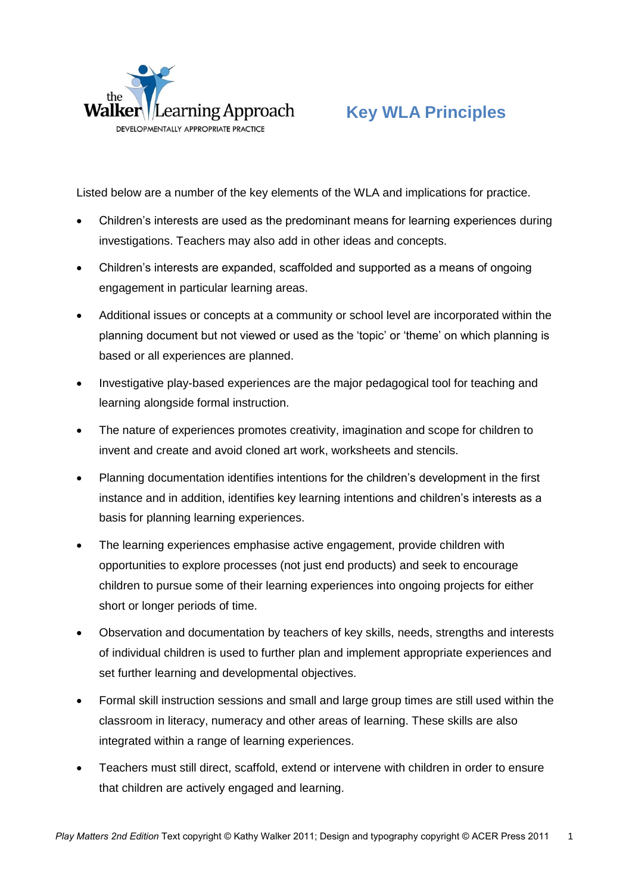# Key WLA Principles

Listed below are a number of the key elements of the WLA and implications for practice.

- Children's interests are used as the predominant means for learning experiences during investigations. Teachers may also add in other ideas and concepts.
- Children's interests are expanded, scaffolded and supported as a means of ongoing engagement in particular learning areas.
- Additional issues or concepts at a community or school level are incorporated within the planning document but not viewed or used as the 'topic' or 'theme' on which planning is based or all experiences are planned.
- Investigative play-based experiences are the major pedagogical tool for teaching and learning alongside formal instruction.
- The nature of experiences promotes creativity, imagination and scope for children to invent and create and avoid cloned art work, worksheets and stencils.
- Planning documentation identifies intentions for the children's development in the first instance and in addition, identifies key learning intentions and children's interests as a basis for planning learning experiences.
- The learning experiences emphasise active engagement, provide children with opportunities to explore processes (not just end products) and seek to encourage children to pursue some of their learning experiences into ongoing projects for either short or longer periods of time.
- Observation and documentation by teachers of key skills, needs, strengths and interests of individual children is used to further plan and implement appropriate experiences and set further learning and developmental objectives.
- Formal skill instruction sessions and small and large group times are still used within the classroom in literacy, numeracy and other areas of learning. These skills are also integrated within a range of learning experiences.
- Teachers must still direct, scaffold, extend or intervene with children in order to ensure that children are actively engaged and learning.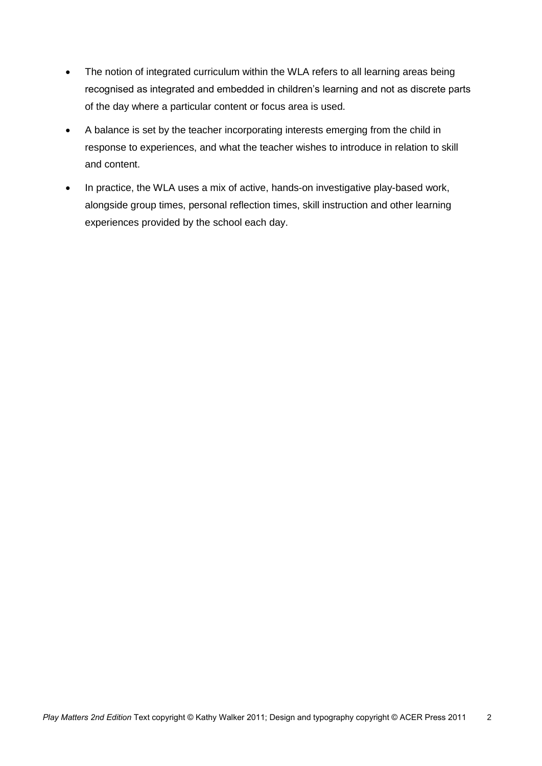- The notion of integrated curriculum within the WLA refers to all learning areas being recognised as integrated and embedded in children's learning and not as discrete parts of the day where a particular content or focus area is used.
- A balance is set by the teacher incorporating interests emerging from the child in response to experiences, and what the teacher wishes to introduce in relation to skill and content.
- In practice, the WLA uses a mix of active, hands-on investigative play-based work, alongside group times, personal reflection times, skill instruction and other learning experiences provided by the school each day.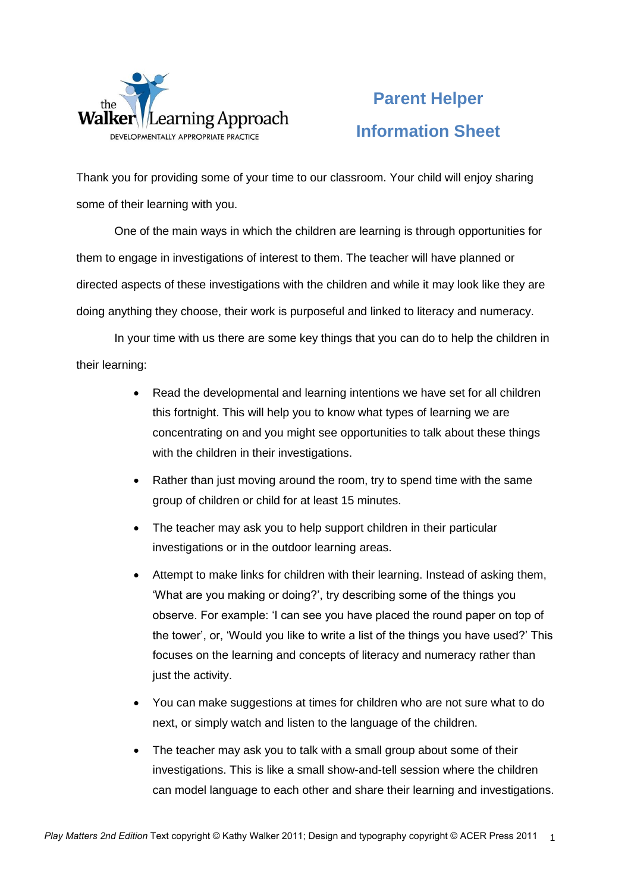# Parent Helper Information Sheet

Thank you for providing some of your time to our classroom. Your child will enjoy sharing some of their learning with you.

One of the main ways in which the children are learning is through opportunities for them to engage in investigations of interest to them. The teacher will have planned or directed aspects of these investigations with the children and while it may look like they are doing anything they choose, their work is purposeful and linked to literacy and numeracy.

In your time with us there are some key things that you can do to help the children in their learning:

- Read the developmental and learning intentions we have set for all children this fortnight. This will help you to know what types of learning we are concentrating on and you might see opportunities to talk about these things with the children in their investigations.
- Rather than just moving around the room, try to spend time with the same group of children or child for at least 15 minutes.
- The teacher may ask you to help support children in their particular investigations or in the outdoor learning areas.
- Attempt to make links for children with their learning. Instead of asking them, 'What are you making or doing?', try describing some of the things you observe. For example: 'I can see you have placed the round paper on top of the tower', or, 'Would you like to write a list of the things you have used?' This focuses on the learning and concepts of literacy and numeracy rather than just the activity.
- You can make suggestions at times for children who are not sure what to do next, or simply watch and listen to the language of the children.
- The teacher may ask you to talk with a small group about some of their investigations. This is like a small show-and-tell session where the children can model language to each other and share their learning and investigations.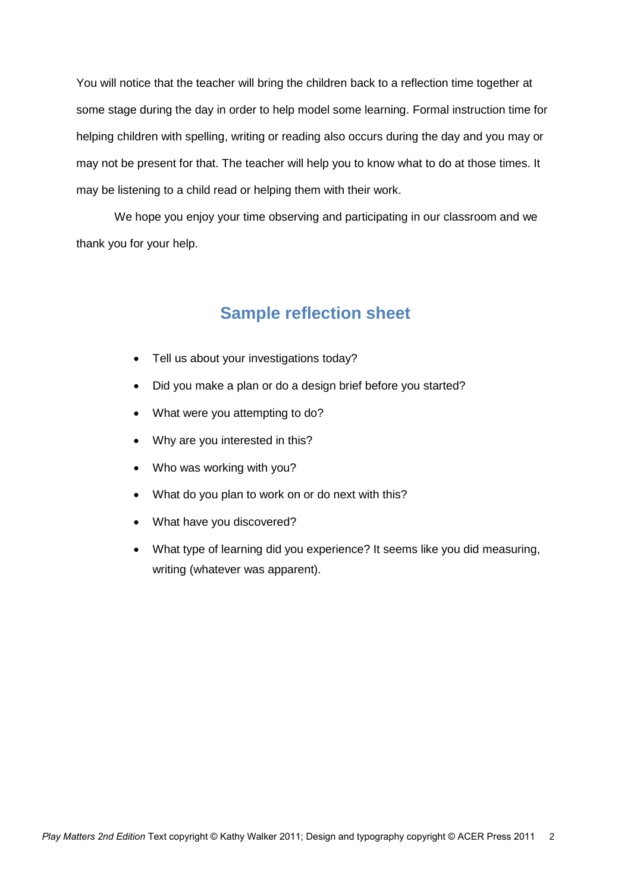You will notice that the teacher will bring the children back to a reflection time together at some stage during the day in order to help model some learning. Formal instruction time for helping children with spelling, writing or reading also occurs during the day and you may or may not be present for that. The teacher will help you to know what to do at those times. It may be listening to a child read or helping them with their work.

We hope you enjoy your time observing and participating in our classroom and we thank you for your help.

## Sample reflection sheet

- Tell us about your investigations today?
- Did you make a plan or do a design brief before you started?
- What were you attempting to do?
- Why are you interested in this?
- Who was working with you?
- What do you plan to work on or do next with this?
- What have you discovered?
- What type of learning did you experience? It seems like you did measuring, writing (whatever was apparent).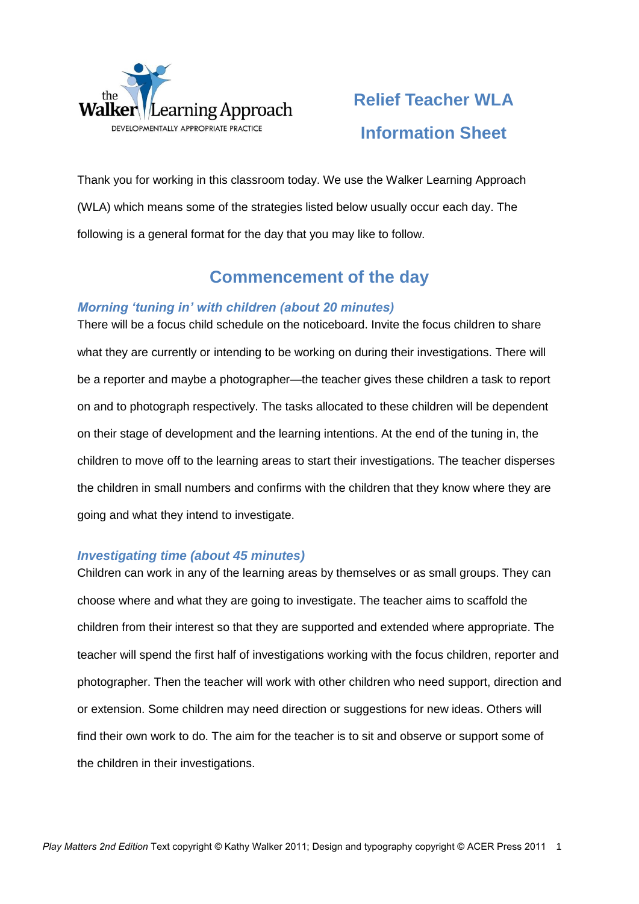the Walker Learning Approach
DEVELOPMENTALLY APPROPRIATE PRACTICE

# Relief Teacher WLA Information Sheet

Thank you for working in this classroom today. We use the Walker Learning Approach (WLA) which means some of the strategies listed below usually occur each day. The following is a general format for the day that you may like to follow.

## Commencement of the day

### *Morning 'tuning in' with children (about 20 minutes)*

There will be a focus child schedule on the noticeboard. Invite the focus children to share what they are currently or intending to be working on during their investigations. There will be a reporter and maybe a photographer—the teacher gives these children a task to report on and to photograph respectively. The tasks allocated to these children will be dependent on their stage of development and the learning intentions. At the end of the tuning in, the children to move off to the learning areas to start their investigations. The teacher disperses the children in small numbers and confirms with the children that they know where they are going and what they intend to investigate.

### *Investigating time (about 45 minutes)*

Children can work in any of the learning areas by themselves or as small groups. They can choose where and what they are going to investigate. The teacher aims to scaffold the children from their interest so that they are supported and extended where appropriate. The teacher will spend the first half of investigations working with the focus children, reporter and photographer. Then the teacher will work with other children who need support, direction and or extension. Some children may need direction or suggestions for new ideas. Others will find their own work to do. The aim for the teacher is to sit and observe or support some of the children in their investigations.

*Play Matters 2nd Edition* Text copyright © Kathy Walker 2011; Design and typography copyright © ACER Press 2011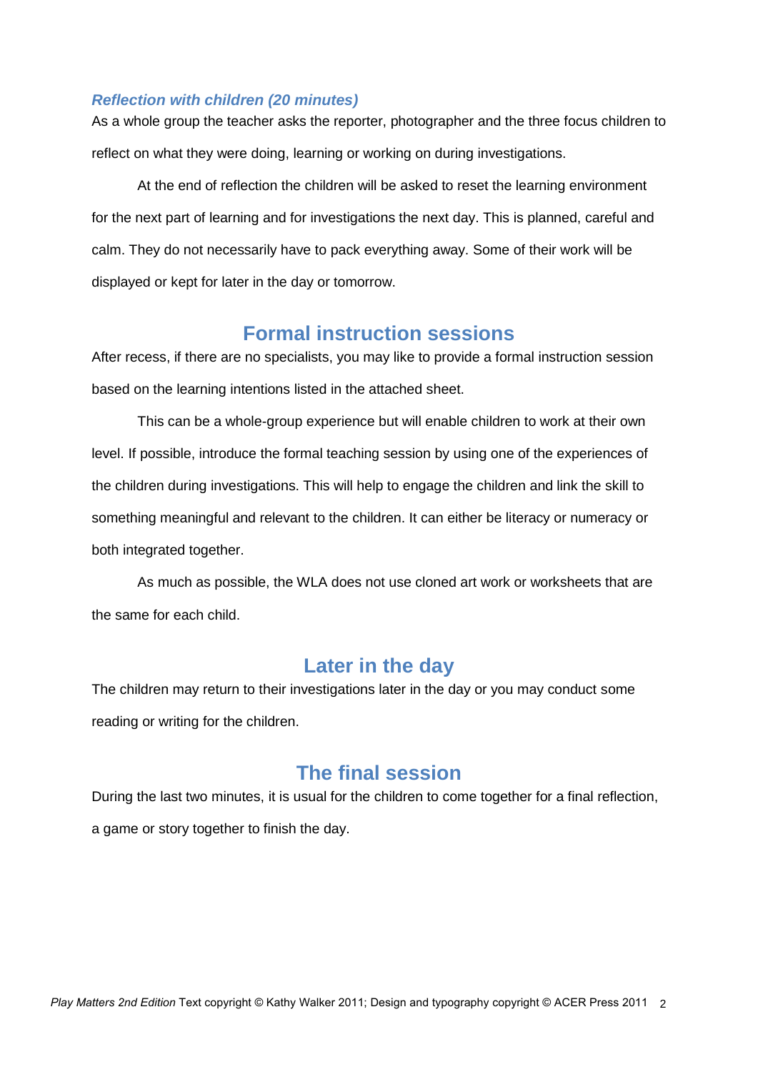### *Reflection with children (20 minutes)*

As a whole group the teacher asks the reporter, photographer and the three focus children to reflect on what they were doing, learning or working on during investigations.

At the end of reflection the children will be asked to reset the learning environment for the next part of learning and for investigations the next day. This is planned, careful and calm. They do not necessarily have to pack everything away. Some of their work will be displayed or kept for later in the day or tomorrow.

## Formal instruction sessions

After recess, if there are no specialists, you may like to provide a formal instruction session based on the learning intentions listed in the attached sheet.

This can be a whole-group experience but will enable children to work at their own level. If possible, introduce the formal teaching session by using one of the experiences of the children during investigations. This will help to engage the children and link the skill to something meaningful and relevant to the children. It can either be literacy or numeracy or both integrated together.

As much as possible, the WLA does not use cloned art work or worksheets that are the same for each child.

## Later in the day

The children may return to their investigations later in the day or you may conduct some reading or writing for the children.

## The final session

During the last two minutes, it is usual for the children to come together for a final reflection, a game or story together to finish the day.